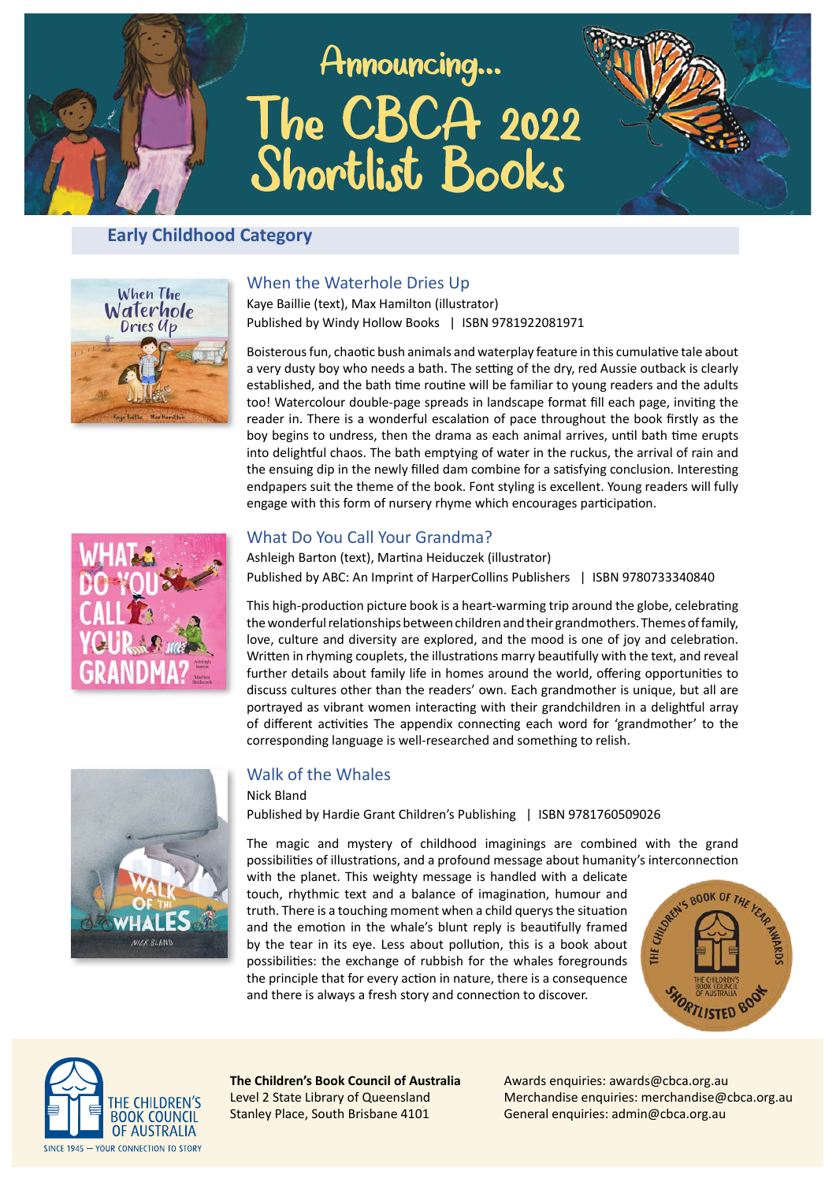# Announcing...
# The CBCA 2022 Shortlist Books

## Early Childhood Category

### When the Waterhole Dries Up

Kaye Baillie (text), Max Hamilton (illustrator)
Published by Windy Hollow Books | ISBN 9781922081971

Boisterous fun, chaotic bush animals and waterplay feature in this cumulative tale about a very dusty boy who needs a bath. The setting of the dry, red Aussie outback is clearly established, and the bath time routine will be familiar to young readers and the adults too! Watercolour double-page spreads in landscape format fill each page, inviting the reader in. There is a wonderful escalation of pace throughout the book firstly as the boy begins to undress, then the drama as each animal arrives, until bath time erupts into delightful chaos. The bath emptying of water in the ruckus, the arrival of rain and the ensuing dip in the newly filled dam combine for a satisfying conclusion. Interesting endpapers suit the theme of the book. Font styling is excellent. Young readers will fully engage with this form of nursery rhyme which encourages participation.

### What Do You Call Your Grandma?

Ashleigh Barton (text), Martina Heiduczek (illustrator)
Published by ABC: An Imprint of HarperCollins Publishers | ISBN 9780733340840

This high-production picture book is a heart-warming trip around the globe, celebrating the wonderful relationships between children and their grandmothers. Themes of family, love, culture and diversity are explored, and the mood is one of joy and celebration. Written in rhyming couplets, the illustrations marry beautifully with the text, and reveal further details about family life in homes around the world, offering opportunities to discuss cultures other than the readers' own. Each grandmother is unique, but all are portrayed as vibrant women interacting with their grandchildren in a delightful array of different activities The appendix connecting each word for 'grandmother' to the corresponding language is well-researched and something to relish.

### Walk of the Whales

Nick Bland
Published by Hardie Grant Children's Publishing | ISBN 9781760509026

The magic and mystery of childhood imaginings are combined with the grand possibilities of illustrations, and a profound message about humanity's interconnection with the planet. This weighty message is handled with a delicate touch, rhythmic text and a balance of imagination, humour and truth. There is a touching moment when a child querys the situation and the emotion in the whale's blunt reply is beautifully framed by the tear in its eye. Less about pollution, this is a book about possibilities: the exchange of rubbish for the whales foregrounds the principle that for every action in nature, there is a consequence and there is always a fresh story and connection to discover.

---

**The Children's Book Council of Australia**
Level 2 State Library of Queensland
Stanley Place, South Brisbane 4101

Awards enquiries: awards@cbca.org.au
Merchandise enquiries: merchandise@cbca.org.au
General enquiries: admin@cbca.org.au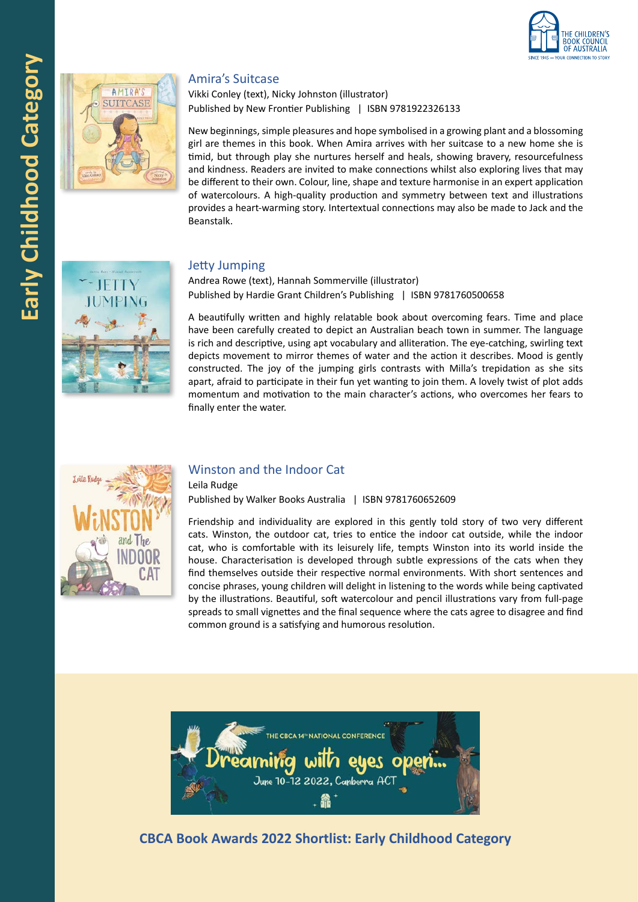## Amira's Suitcase

Vikki Conley (text), Nicky Johnston (illustrator)
Published by New Frontier Publishing | ISBN 9781922326133

New beginnings, simple pleasures and hope symbolised in a growing plant and a blossoming girl are themes in this book. When Amira arrives with her suitcase to a new home she is timid, but through play she nurtures herself and heals, showing bravery, resourcefulness and kindness. Readers are invited to make connections whilst also exploring lives that may be different to their own. Colour, line, shape and texture harmonise in an expert application of watercolours. A high-quality production and symmetry between text and illustrations provides a heart-warming story. Intertextual connections may also be made to Jack and the Beanstalk.

## Jetty Jumping

Andrea Rowe (text), Hannah Sommerville (illustrator)
Published by Hardie Grant Children's Publishing | ISBN 9781760500658

A beautifully written and highly relatable book about overcoming fears. Time and place have been carefully created to depict an Australian beach town in summer. The language is rich and descriptive, using apt vocabulary and alliteration. The eye-catching, swirling text depicts movement to mirror themes of water and the action it describes. Mood is gently constructed. The joy of the jumping girls contrasts with Milla's trepidation as she sits apart, afraid to participate in their fun yet wanting to join them. A lovely twist of plot adds momentum and motivation to the main character's actions, who overcomes her fears to finally enter the water.

## Winston and the Indoor Cat

Leila Rudge
Published by Walker Books Australia | ISBN 9781760652609

Friendship and individuality are explored in this gently told story of two very different cats. Winston, the outdoor cat, tries to entice the indoor cat outside, while the indoor cat, who is comfortable with its leisurely life, tempts Winston into its world inside the house. Characterisation is developed through subtle expressions of the cats when they find themselves outside their respective normal environments. With short sentences and concise phrases, young children will delight in listening to the words while being captivated by the illustrations. Beautiful, soft watercolour and pencil illustrations vary from full-page spreads to small vignettes and the final sequence where the cats agree to disagree and find common ground is a satisfying and humorous resolution.

THE CBCA 14TH NATIONAL CONFERENCE
Dreaming with eyes open...
June 10-12 2022, Canberra ACT

**CBCA Book Awards 2022 Shortlist: Early Childhood Category**